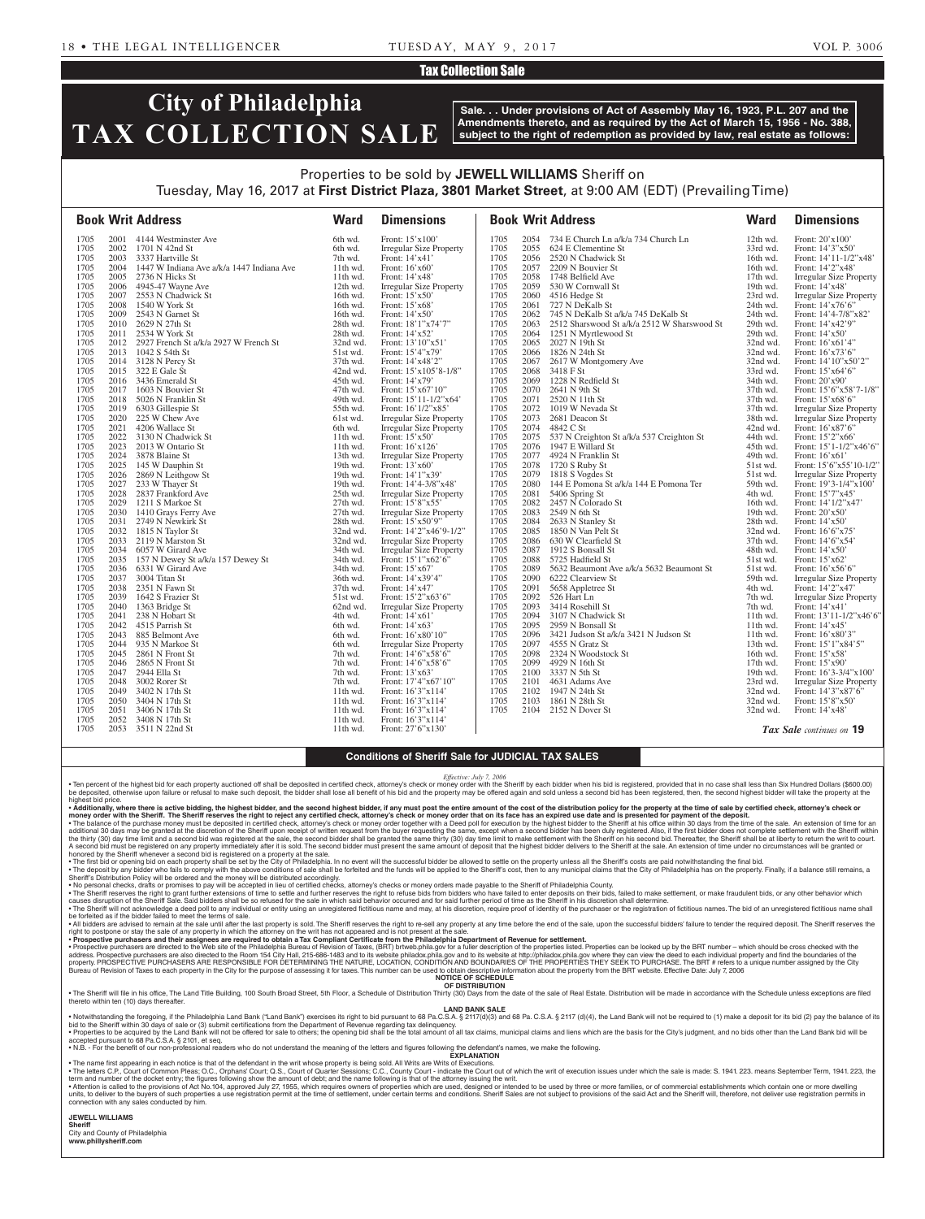Tax Collection Sale

# City of Philadelphia TAX COLLECTION SALE

**Sale. . . Under provisions of Act of Assembly May 16, 1923, P.L. 207 and the Amendments thereto, and as required by the Act of March 15, 1956 - No. 388, subject to the right of redemption as provided by law, real estate as follows:**

Properties to be sold by **JEWELL WILLIAMS** Sheriff on
Tuesday, May 16, 2017 at **First District Plaza, 3801 Market Street**, at 9:00 AM (EDT) (Prevailing Time)

| Book | Writ | Address | Ward | Dimensions |
|---|---|---|---|---|
| 1705 | 2001 | 4144 Westminster Ave | 6th wd. | Front: 15'x100' |
| 1705 | 2002 | 1701 N 42nd St | 6th wd. | Irregular Size Property |
| 1705 | 2003 | 3337 Hartville St | 7th wd. | Front: 14'x41' |
| 1705 | 2004 | 1447 W Indiana Ave a/k/a 1447 Indiana Ave | 11th wd. | Front: 16'x60' |
| 1705 | 2005 | 2736 N Hicks St | 11th wd. | Front: 14'x48' |
| 1705 | 2006 | 4945-47 Wayne Ave | 12th wd. | Irregular Size Property |
| 1705 | 2007 | 2553 N Chadwick St | 16th wd. | Front: 15'x50' |
| 1705 | 2008 | 1540 W York St | 16th wd. | Front: 15'x68' |
| 1705 | 2009 | 2543 N Garnet St | 16th wd. | Front: 14'x50' |
| 1705 | 2010 | 2629 N 27th St | 28th wd. | Front: 18'1"x74'7" |
| 1705 | 2011 | 2534 W York St | 28th wd. | Front: 14'x52' |
| 1705 | 2012 | 2927 French St a/k/a 2927 W French St | 32nd wd. | Front: 13'10"x51' |
| 1705 | 2013 | 1042 S 54th St | 51st wd. | Front: 15'x79' |
| 1705 | 2014 | 3128 N Percy St | 37th wd. | Front: 14'x48'2" |
| 1705 | 2015 | 322 E Gale St | 42nd wd. | Front: 15'x105'8-1/8" |
| 1705 | 2016 | 3436 Emerald St | 45th wd. | Front: 14'x79' |
| 1705 | 2017 | 1603 N Bouvier St | 47th wd. | Front: 15'x67'10" |
| 1705 | 2018 | 5026 N Franklin St | 49th wd. | Front: 15'11-1/2"x64' |
| 1705 | 2019 | 6303 Gillespie St | 55th wd. | Front: 16'1/2"x85' |
| 1705 | 2020 | 225 W Chew Ave | 61st wd. | Irregular Size Property |
| 1705 | 2021 | 4206 Wallace St | 6th wd. | Irregular Size Property |
| 1705 | 2022 | 3130 N Chadwick St | 11th wd. | Front: 15'x50' |
| 1705 | 2023 | 2013 W Ontario St | 11th wd. | Front: 16'x126' |
| 1705 | 2024 | 3878 Blaine St | 13th wd. | Irregular Size Property |
| 1705 | 2025 | 145 W Dauphin St | 19th wd. | Front: 13'x60' |
| 1705 | 2026 | 2869 N Leithgow St | 19th wd. | Front: 14'1"x39' |
| 1705 | 2027 | 233 W Thayer St | 19th wd. | Front: 14'4-3/8"x48' |
| 1705 | 2028 | 2837 Frankford Ave | 25th wd. | Irregular Size Property |
| 1705 | 2029 | 1211 S Markoe St | 27th wd. | Front: 15'8"x55' |
| 1705 | 2030 | 1410 Grays Ferry Ave | 27th wd. | Irregular Size Property |
| 1705 | 2031 | 2749 N Newkirk St | 28th wd. | Front: 15'x50'9" |
| 1705 | 2032 | 1815 N Taylor St | 32nd wd. | Front: 14'2"x46'9-1/2" |
| 1705 | 2033 | 2119 N Marston St | 32nd wd. | Irregular Size Property |
| 1705 | 2034 | 6057 W Girard Ave | 34th wd. | Irregular Size Property |
| 1705 | 2035 | 157 N Dewey St a/k/a 157 Dewey St | 34th wd. | Front: 15'1"x62'6" |
| 1705 | 2036 | 6331 W Girard Ave | 34th wd. | Front: 15'x67' |
| 1705 | 2037 | 3004 Titan St | 36th wd. | Front: 14'x39'4" |
| 1705 | 2038 | 2351 N Fawn St | 37th wd. | Front: 14'x47' |
| 1705 | 2039 | 1642 S Frazier St | 51st wd. | Front: 15'2"x63'6" |
| 1705 | 2040 | 1363 Bridge St | 62nd wd. | Irregular Size Property |
| 1705 | 2041 | 238 N Hobart St | 4th wd. | Front: 14'x61' |
| 1705 | 2042 | 4515 Parrish St | 6th wd. | Front: 14'x63' |
| 1705 | 2043 | 885 Belmont Ave | 6th wd. | Front: 16'x80'10" |
| 1705 | 2044 | 935 N Markoe St | 6th wd. | Irregular Size Property |
| 1705 | 2045 | 2861 N Front St | 7th wd. | Front: 14'6"x58'6" |
| 1705 | 2046 | 2865 N Front St | 7th wd. | Front: 14'6"x58'6" |
| 1705 | 2047 | 2944 Ella St | 7th wd. | Front: 13'x63' |
| 1705 | 2048 | 3002 Rorer St | 7th wd. | Front: 17'4"x67'10" |
| 1705 | 2049 | 3402 N 17th St | 11th wd. | Front: 16'3"x114' |
| 1705 | 2050 | 3404 N 17th St | 11th wd. | Front: 16'3"x114' |
| 1705 | 2051 | 3406 N 17th St | 11th wd. | Front: 16'3"x114' |
| 1705 | 2052 | 3408 N 17th St | 11th wd. | Front: 16'3"x114' |
| 1705 | 2053 | 3511 N 22nd St | 11th wd. | Front: 27'6"x130' |
| 1705 | 2054 | 734 E Church Ln a/k/a 734 Church Ln | 12th wd. | Front: 20'x100' |
| 1705 | 2055 | 624 E Clementine St | 33rd wd. | Front: 14'3"x50' |
| 1705 | 2056 | 2520 N Chadwick St | 16th wd. | Front: 14'11-1/2"x48' |
| 1705 | 2057 | 2209 N Bouvier St | 16th wd. | Front: 14'2"x48' |
| 1705 | 2058 | 1748 Belfield Ave | 17th wd. | Irregular Size Property |
| 1705 | 2059 | 530 W Cornwall St | 19th wd. | Front: 14'x48' |
| 1705 | 2060 | 4516 Hedge St | 23rd wd. | Irregular Size Property |
| 1705 | 2061 | 727 N DeKalb St | 24th wd. | Front: 14'x76'6" |
| 1705 | 2062 | 745 N DeKalb St a/k/a 745 DeKalb St | 24th wd. | Front: 14'4-7/8"x82' |
| 1705 | 2063 | 2512 Sharswood St a/k/a 2512 W Sharswood St | 29th wd. | Front: 14'x42'9" |
| 1705 | 2064 | 1251 N Myrtlewood St | 29th wd. | Front: 14'x50' |
| 1705 | 2065 | 2027 N 19th St | 32nd wd. | Front: 16'x61'4" |
| 1705 | 2066 | 1826 N 24th St | 32nd wd. | Front: 16'x73'6" |
| 1705 | 2067 | 2617 W Montgomery Ave | 32nd wd. | Front: 14'10"x50'2" |
| 1705 | 2068 | 3418 F St | 33rd wd. | Front: 15'x64'6" |
| 1705 | 2069 | 1228 N Redfield St | 34th wd. | Front: 20'x90' |
| 1705 | 2070 | 2641 N 9th St | 37th wd. | Front: 15'6"x58'7-1/8" |
| 1705 | 2071 | 2520 N 11th St | 37th wd. | Front: 15'x68'6" |
| 1705 | 2072 | 1019 W Nevada St | 37th wd. | Irregular Size Property |
| 1705 | 2073 | 2681 Deacon St | 38th wd. | Irregular Size Property |
| 1705 | 2074 | 4842 C St | 42nd wd. | Front: 16'x87'6" |
| 1705 | 2075 | 537 N Creighton St a/k/a 537 Creighton St | 44th wd. | Front: 15'2"x66' |
| 1705 | 2076 | 1947 E Willard St | 45th wd. | Front: 15'1-1/2"x46'6" |
| 1705 | 2077 | 4924 N Franklin St | 49th wd. | Front: 16'x61' |
| 1705 | 2078 | 1720 S Ruby St | 51st wd. | Front: 15'6"x55'10-1/2" |
| 1705 | 2079 | 1818 S Vogdes St | 51st wd. | Irregular Size Property |
| 1705 | 2080 | 144 E Pomona St a/k/a 144 E Pomona Ter | 59th wd. | Front: 19'3-1/4"x100' |
| 1705 | 2081 | 5406 Spring St | 4th wd. | Front: 15'7"x45' |
| 1705 | 2082 | 2457 N Colorado St | 16th wd. | Front: 14'1/2"x47' |
| 1705 | 2083 | 2549 N 6th St | 19th wd. | Front: 20'x50' |
| 1705 | 2084 | 2633 N Stanley St | 28th wd. | Front: 14'x50' |
| 1705 | 2085 | 1850 N Van Pelt St | 32nd wd. | Front: 16'6"x75' |
| 1705 | 2086 | 630 W Clearfield St | 37th wd. | Front: 14'6"x54' |
| 1705 | 2087 | 1912 S Bonsall St | 48th wd. | Front: 14'x50' |
| 1705 | 2088 | 5725 Hadfield St | 51st wd. | Front: 15'x62' |
| 1705 | 2089 | 5632 Beaumont Ave a/k/a 5632 Beaumont St | 51st wd. | Front: 16'x56'6" |
| 1705 | 2090 | 6222 Clearview St | 59th wd. | Irregular Size Property |
| 1705 | 2091 | 5658 Appletree St | 4th wd. | Front: 14'2"x47' |
| 1705 | 2092 | 526 Hart Ln | 7th wd. | Irregular Size Property |
| 1705 | 2093 | 3414 Rosehill St | 7th wd. | Front: 14'x41' |
| 1705 | 2094 | 3107 N Chadwick St | 11th wd. | Front: 13'11-1/2"x46'6" |
| 1705 | 2095 | 2959 N Bonsall St | 11th wd. | Front: 14'x45' |
| 1705 | 2096 | 3421 Judson St a/k/a 3421 N Judson St | 11th wd. | Front: 16'x80'3" |
| 1705 | 2097 | 4555 N Gratz St | 13th wd. | Front: 15'1"x84'5" |
| 1705 | 2098 | 2324 N Woodstock St | 16th wd. | Front: 15'x58' |
| 1705 | 2099 | 4929 N 16th St | 17th wd. | Front: 15'x90' |
| 1705 | 2100 | 3337 N 5th St | 19th wd. | Front: 16'3-3/4"x100' |
| 1705 | 2101 | 4631 Adams Ave | 23rd wd. | Irregular Size Property |
| 1705 | 2102 | 1947 N 24th St | 32nd wd. | Front: 14'3"x87'6" |
| 1705 | 2103 | 1861 N 28th St | 32nd wd. | Front: 15'8"x50' |
| 1705 | 2104 | 2152 N Dover St | 32nd wd. | Front: 14'x48' |

*Tax Sale continues on* **19**

## Conditions of Sheriff Sale for JUDICIAL TAX SALES

*Effective: July 7, 2006*

• Ten percent of the highest bid for each property auctioned off shall be deposited in certified check, attorney's check or money order with the Sheriff by each bidder when his bid is registered, provided that in no case shall less than Six Hundred Dollars ($600.00) be deposited, otherwise upon failure or refusal to make such deposit, the bidder shall lose all benefit of his bid and the property may be offered again and sold unless a second bid has been registered, then, the second highest bidder will take the property at the highest bid price.

• **Additionally, where there is active bidding, the highest bidder, and the second highest bidder, if any must post the entire amount of the cost of the distribution policy for the property at the time of sale by certified check, attorney's check or money order with the Sheriff. The Sheriff reserves the right to reject any certified check, attorney's check or money order that on its face has an expired use date and is presented for payment of the deposit.**

• The balance of the purchase money must be deposited in certified check, attorney's check or money order together with a Deed poll for execution by the highest bidder to the Sheriff at his office within 30 days from the time of the sale. An extension of time for an additional 30 days may be granted at the discretion of the Sheriff upon receipt of written request from the buyer requesting the same, except when a second bidder has been duly registered. Also, if the first bidder does not complete settlement with the Sheriff within the thirty (30) day time limit and a second bid was registered at the sale, the second bidder shall be granted the same thirty (30) day time limit to make settlement with the Sheriff on his second bid. Thereafter, the Sheriff shall be at liberty to return the writ to court. A second bid must be registered on any property immediately after it is sold. The second bidder must present the same amount of deposit that the highest bidder delivers to the Sheriff at the sale. An extension of time under no circumstances will be granted or honored by the Sheriff whenever a second bid is registered on a property at the sale.

• The first bid or opening bid on each property shall be set by the City of Philadelphia. In no event will the successful bidder be allowed to settle on the property unless all the Sheriff's costs are paid notwithstanding the final bid.

• The deposit by any bidder who fails to comply with the above conditions of sale shall be forfeited and the funds will be applied to the Sheriff's cost, then to any municipal claims that the City of Philadelphia has on the property. Finally, if a balance still remains, a Sheriff's Distribution Policy will be ordered and the money will be distributed accordingly.

• No personal checks, drafts or promises to pay will be accepted in lieu of certified checks, attorney's checks or money orders made payable to the Sheriff of Philadelphia County.

• The Sheriff reserves the right to grant further extensions of time to settle and further reserves the right to refuse bids from bidders who have failed to enter deposits on their bids, failed to make settlement, or make fraudulent bids, or any other behavior which causes disruption of the Sheriff Sale. Said bidders shall be so refused for the sale in which said behavior occurred and for said further period of time as the Sheriff in his discretion shall determine.

• The Sheriff will not acknowledge a deed poll to any individual or entity using an unregistered fictitious name and may, at his discretion, require proof of identity of the purchaser or the registration of fictitious names. The bid of an unregistered fictitious name shall be forfeited as if the bidder failed to meet the terms of sale.

• All bidders are advised to remain at the sale until after the last property is sold. The Sheriff reserves the right to re-sell any property at any time before the end of the sale, upon the successful bidders' failure to tender the required deposit. The Sheriff reserves the right to postpone or stay the sale of any property in which the attorney on the writ has not appeared and is not present at the sale.

• **Prospective purchasers and their assignees are required to obtain a Tax Compliant Certificate from the Philadelphia Department of Revenue for settlement.**

• Prospective purchasers are directed to the Web site of the Philadelphia Bureau of Revision of Taxes, (BRT) brtweb.phila.gov for a fuller description of the properties listed. Properties can be looked up by the BRT number – which should be cross checked with the address. Prospective purchasers are also directed to the Room 154 City Hall, 215-686-1483 and to its website philadox.phila.gov and to its website at http://philadox.phila.gov where they can view the deed to each individual property and find the boundaries of the property. PROSPECTIVE PURCHASERS ARE RESPONSIBLE FOR DETERMINING THE NATURE, LOCATION, CONDITION AND BOUNDARIES OF THE PROPERTIES THEY SEEK TO PURCHASE. The BRT # refers to a unique number assigned by the City Bureau of Revision of Taxes to each property in the City for the purpose of assessing it for taxes. This number can be used to obtain descriptive information about the property from the BRT website. Effective Date: July 7, 2006

**NOTICE OF SCHEDULE OF DISTRIBUTION**

• The Sheriff will file in his office, The Land Title Building, 100 South Broad Street, 5th Floor, a Schedule of Distribution Thirty (30) Days from the date of the sale of Real Estate. Distribution will be made in accordance with the Schedule unless exceptions are filed thereto within ten (10) days thereafter.

**LAND BANK SALE**

• Notwithstanding the foregoing, if the Philadelphia Land Bank ("Land Bank") exercises its right to bid pursuant to 68 Pa.C.S.A. § 2117(d)(3) and 68 Pa. C.S.A. § 2117 (d)(4), the Land Bank will not be required to (1) make a deposit for its bid (2) pay the balance of its bid to the Sheriff within 30 days of sale or (3) submit certifications from the Department of Revenue regarding tax delinquency.

• Properties to be acquired by the Land Bank will not be offered for sale to others; the opening bid shall be the total amount of all tax claims, municipal claims and liens which are the basis for the City's judgment, and no bids other than the Land Bank bid will be accepted pursuant to 68 Pa.C.S.A. § 2101, et seq.

• N.B. - For the benefit of our non-professional readers who do not understand the meaning of the letters and figures following the defendant's names, we make the following.

**EXPLANATION**

• The name first appearing in each notice is that of the defendant in the writ whose property is being sold. All Writs are Writs of Executions.

• The letters C.P., Court of Common Pleas; O.C., Orphans' Court; Q.S., Court of Quarter Sessions; C.C., County Court - indicate the Court out of which the writ of execution issues under which the sale is made: S. 1941. 223. means September Term, 1941. 223, the term and number of the docket entry; the figures following show the amount of debt; and the name following is that of the attorney issuing the writ.

• Attention is called to the provisions of Act No.104, approved July 27, 1955, which requires owners of properties which are used, designed or intended to be used by three or more families, or of commercial establishments which contain one or more dwelling units, to deliver to the buyers of such properties a use registration permit at the time of settlement, under certain terms and conditions. Sheriff Sales are not subject to provisions of the said Act and the Sheriff will, therefore, not deliver use registration permits in connection with any sales conducted by him.

**JEWELL WILLIAMS**
**Sheriff**
City and County of Philadelphia
**www.phillysheriff.com**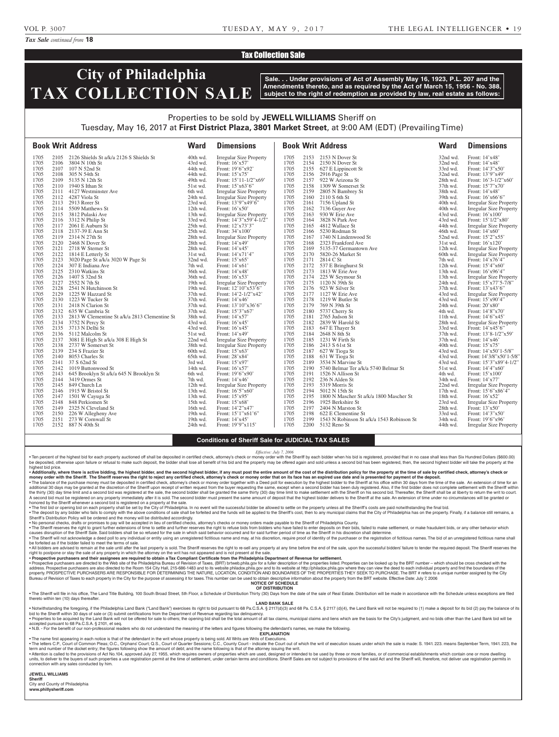*Tax Sale continued from* **18**

## Tax Collection Sale

# City of Philadelphia TAX COLLECTION SALE

**Sale. . . Under provisions of Act of Assembly May 16, 1923, P.L. 207 and the Amendments thereto, and as required by the Act of March 15, 1956 - No. 388, subject to the right of redemption as provided by law, real estate as follows:**

Properties to be sold by **JEWELL WILLIAMS** Sheriff on
Tuesday, May 16, 2017 at **First District Plaza, 3801 Market Street**, at 9:00 AM (EDT) (Prevailing Time)

| Book | Writ | Address | Ward | Dimensions |
|---|---|---|---|---|
| 1705 | 2105 | 2126 Shields St a/k/a 2126 S Shields St | 40th wd. | Irregular Size Property |
| 1705 | 2106 | 3804 N 10th St | 43rd wd. | Front: 16'x57' |
| 1705 | 2107 | 107 N 52nd St | 44th wd. | Front: 19'6"x92' |
| 1705 | 2108 | 305 N 54th St | 44th wd. | Front: 15'x75' |
| 1705 | 2109 | 5135 N 12th St | 49th wd. | Front: 15'11-1/2"x69' |
| 1705 | 2110 | 1940 S Ithan St | 51st wd. | Front: 15'x63'6" |
| 1705 | 2111 | 4127 Westminster Ave | 6th wd. | Irregular Size Property |
| 1705 | 2112 | 4287 Viola St | 24th wd. | Irregular Size Property |
| 1705 | 2113 | 2913 Rorer St | 23rd wd. | Front: 13'9"x49'6" |
| 1705 | 2114 | 5509 Matthews St | 12th wd. | Front: 16'x50' |
| 1705 | 2115 | 3812 Pulaski Ave | 13th wd. | Irregular Size Property |
| 1705 | 2116 | 3312 N Philip St | 33rd wd. | Front: 14'3"x59'4-1/2" |
| 1705 | 2117 | 2061 E Auburn St | 25th wd. | Front: 12'x73'3" |
| 1705 | 2118 | 2137-39 E Ann St | 25th wd. | Front: 34'x100' |
| 1705 | 2119 | 2314 N 27th St | 28th wd. | Irregular Size Property |
| 1705 | 2120 | 2468 N Dover St | 28th wd. | Front: 14'x49' |
| 1705 | 2121 | 2718 W Sterner St | 28th wd. | Front: 14'x45' |
| 1705 | 2122 | 1814 E Letterly St | 31st wd. | Front: 14'x71'4" |
| 1705 | 2123 | 3020 Page St a/k/a 3020 W Page St | 32nd wd. | Front: 15'x65' |
| 1705 | 2124 | 307 E Indiana Ave | 7th wd. | Front: 14'x61' |
| 1705 | 2125 | 2310 Watkins St | 36th wd. | Front: 14'x48' |
| 1705 | 2126 | 1407 S 32nd St | 36th wd. | Front: 16'x53' |
| 1705 | 2127 | 2552 N 7th St | 19th wd. | Irregular Size Property |
| 1705 | 2128 | 2541 N Hutchinson St | 19th wd. | Front: 12'10"x53'6" |
| 1705 | 2129 | 1225 W Hazzard St | 37th wd. | Front: 14'2-1/2"x42' |
| 1705 | 2130 | 1223 W Tucker St | 37th wd. | Front: 14'x46' |
| 1705 | 2131 | 2418 N Clarion St | 37th wd. | Front: 13'10"x36'6" |
| 1705 | 2132 | 635 W Cambria St | 37th wd. | Front: 15'3"x67' |
| 1705 | 2133 | 2813 W Clementine St a/k/a 2813 Clementine St | 38th wd. | Front: 14'x57' |
| 1705 | 2134 | 3752 N Percy St | 43rd wd. | Front: 16'x45' |
| 1705 | 2135 | 3713 N Delhi St | 43rd wd. | Front: 16'x45' |
| 1705 | 2136 | 5112 Malcolm St | 51st wd. | Front: 14'x49' |
| 1705 | 2137 | 3081 E High St a/k/a 308 E High St | 22nd wd. | Irregular Size Property |
| 1705 | 2138 | 2737 W Somerset St | 38th wd. | Irregular Size Property |
| 1705 | 2139 | 234 S Frazier St | 60th wd. | Front: 15'x63' |
| 1705 | 2140 | 8053 Charles St | 65th wd. | Front: 28'x84' |
| 1705 | 2141 | 37 S 62nd St | 3rd wd. | Front: 15'x97' |
| 1705 | 2142 | 1019 Buttonwood St | 14th wd. | Front: 16'x57' |
| 1705 | 2143 | 645 Brooklyn St a/k/a 645 N Brooklyn St | 6th wd. | Front: 19'6"x90' |
| 1705 | 2144 | 3419 Ormes St | 7th wd. | Front: 14'x46' |
| 1705 | 2145 | 849 Church Ln | 12th wd. | Irregular Size Property |
| 1705 | 2146 | 1915 W Bristol St | 13th wd. | Front: 16'5"x60' |
| 1705 | 2147 | 1501 W Cayuga St | 13th wd. | Front: 15'x95' |
| 1705 | 2148 | 848 Perkiomen St | 15th wd. | Front: 15'x68' |
| 1705 | 2149 | 2325 N Cleveland St | 16th wd. | Front: 14'2"x47' |
| 1705 | 2150 | 226 W Allegheny Ave | 19th wd. | Front: 15'1"x61'6" |
| 1705 | 2151 | 273 W Cornwall St | 19th wd. | Front: 14'x45' |
| 1705 | 2152 | 887 N 40th St | 24th wd. | Front: 19'9"x115' |
| 1705 | 2153 | 2153 N Dover St | 32nd wd. | Front: 14'x48' |
| 1705 | 2154 | 2150 N Dover St | 32nd wd. | Front: 14'x48' |
| 1705 | 2155 | 627 E Lippincott St | 33rd wd. | Front: 14'3"x50' |
| 1705 | 2156 | 2916 Page St | 32nd wd. | Front: 13'9"x49' |
| 1705 | 2157 | 922 W Arizona St | 28th wd. | Front: 16'3-1/2"x60' |
| 1705 | 2158 | 1309 W Somerset St | 37th wd. | Front: 15'7"x70' |
| 1705 | 2159 | 2805 N Bambrey St | 38th wd. | Front: 14'x48' |
| 1705 | 2160 | 2110 S 6th St | 39th wd. | Front: 16'x66'6" |
| 1705 | 2161 | 7156 Upland St | 40th wd. | Irregular Size Property |
| 1705 | 2162 | 7136 Guyer Ave | 40th wd. | Irregular Size Property |
| 1705 | 2163 | 930 W Erie Ave | 43rd wd. | Front: 16'x100' |
| 1705 | 2164 | 3828 N Park Ave | 43rd wd. | Front: 15'1/2"x80' |
| 1705 | 2165 | 4812 Wallace St | 44th wd. | Irregular Size Property |
| 1705 | 2166 | 5230 Rodman St | 46th wd. | Front: 14'x60' |
| 1705 | 2167 | 1740 N Lindenwood St | 52nd wd. | Front: 15'2"x55' |
| 1705 | 2168 | 2323 Frankford Ave | 31st wd. | Front: 16'x120' |
| 1705 | 2169 | 5135-37 Germantown Ave | 12th wd. | Irregular Size Property |
| 1705 | 2170 | 5820-26 Market St | 60th wd. | Irregular Size Property |
| 1705 | 2171 | 2814 C St | 7th wd. | Front: 14'x76'4" |
| 1705 | 2172 | 537 E Bringhurst St | 12th wd. | Front: 15'4"x60' |
| 1705 | 2173 | 1813 W Erie Ave | 13th wd. | Front: 16'x96'4" |
| 1705 | 2174 | 225 W Seymour St | 13th wd. | Irregular Size Property |
| 1705 | 2175 | 1120 N 39th St | 24th wd. | Front: 15'x77'5-7/8" |
| 1705 | 2176 | 923 W Silver St | 37th wd. | Front: 13'x43'6" |
| 1705 | 2177 | 1127 W Erie Ave | 43rd wd. | Irregular Size Property |
| 1705 | 2178 | 1219 W Butler St | 43rd wd. | Front: 15'x90'4" |
| 1705 | 2179 | 769 N 39th St | 24th wd. | Front: 20'x80' |
| 1705 | 2180 | 5737 Cherry St | 4th wd. | Front: 14'8"x70' |
| 1705 | 2181 | 2765 Judson St | 11th wd. | Front: 14'6"x45' |
| 1705 | 2182 | 2839 W Harold St | 28th wd. | Irregular Size Property |
| 1705 | 2183 | 647 E Thayer St | 33rd wd. | Front: 14'x45'6" |
| 1705 | 2184 | 2648 N 8th St | 37th wd. | Front: 13'8-1/2"x59' |
| 1705 | 2185 | 1231 W Firth St | 37th wd. | Front: 14'x46' |
| 1705 | 2186 | 2413 S 61st St | 40th wd. | Front: 15'x75' |
| 1705 | 2187 | 627 W Tioga St | 43rd wd. | Front: 14'x50'1-5/8" |
| 1705 | 2188 | 631 W Tioga St | 43rd wd. | Front: 14'3/8"x50'1-5/8" |
| 1705 | 2189 | 3534 N Marvine St | 43rd wd. | Front: 15'3"x89'4-1/2" |
| 1705 | 2190 | 5740 Belmar Ter a/k/a 5740 Belmar St | 51st wd. | Front: 14'4"x60' |
| 1705 | 2191 | 1526 N Allison St | 4th wd. | Front: 15'x100' |
| 1705 | 2192 | 236 N Alden St | 34th wd. | Front: 14'x77' |
| 1705 | 2193 | 5319 Morris St | 22nd wd. | Irregular Size Property |
| 1705 | 2194 | 5012 N 15th St | 17th wd. | Front: 15'6"x86'4" |
| 1705 | 2195 | 1800 N Mascher St a/k/a 1800 Mascher St | 18th wd. | Front: 16'x52' |
| 1705 | 2196 | 1925 Berkshire St | 23rd wd. | Irregular Size Property |
| 1705 | 2197 | 2404 N Marston St | 28th wd. | Front: 13'x50' |
| 1705 | 2198 | 622 E Clementine St | 33rd wd. | Front: 14'3"x50' |
| 1705 | 2199 | 1543 N Robinson St a/k/a 1543 Robinson St | 34th wd. | Front: 19'6"x96' |
| 1705 | 2200 | 5132 Reno St | 44th wd. | Irregular Size Property |

### Conditions of Sheriff Sale for JUDICIAL TAX SALES

*Effective: July 7, 2006*

• Ten percent of the highest bid for each property auctioned off shall be deposited in certified check, attorney's check or money order with the Sheriff by each bidder when his bid is registered, provided that in no case shall less than Six Hundred Dollars ($600.00) be deposited, otherwise upon failure or refusal to make such deposit, the bidder shall lose all benefit of his bid and the property may be offered again and sold unless a second bid has been registered, then, the second highest bidder will take the property at the highest bid price.

• **Additionally, where there is active bidding, the highest bidder, and the second highest bidder, if any must post the entire amount of the cost of the distribution policy for the property at the time of sale by certified check, attorney's check or money order with the Sheriff. The Sheriff reserves the right to reject any certified check, attorney's check or money order that on its face has an expired use date and is presented for payment of the deposit.**

• The balance of the purchase money must be deposited in certified check, attorney's check or money order together with a Deed poll for execution by the highest bidder to the Sheriff at his office within 30 days from the time of the sale. An extension of time for an additional 30 days may be granted at the discretion of the Sheriff upon receipt of written request from the buyer requesting the same, except when a second bidder has been duly registered. Also, if the first bidder does not complete settlement with the Sheriff within the thirty (30) day time limit and a second bid was registered at the sale, the second bidder shall be granted the same thirty (30) day time limit to make settlement with the Sheriff on his second bid. Thereafter, the Sheriff shall be at liberty to return the writ to court. A second bid must be registered on any property immediately after it is sold. The second bidder must present the same amount of deposit that the highest bidder delivers to the Sheriff at the sale. An extension of time under no circumstances will be granted or honored by the Sheriff whenever a second bid is registered on a property at the sale.

• The first bid or opening bid on each property shall be set by the City of Philadelphia. In no event will the successful bidder be allowed to settle on the property unless all the Sheriff's costs are paid notwithstanding the final bid.

• The deposit by any bidder who fails to comply with the above conditions of sale shall be forfeited and the funds will be applied to the Sheriff's cost, then to any municipal claims that the City of Philadelphia has on the property. Finally, if a balance still remains, a Sheriff's Distribution Policy will be ordered and the money will be distributed accordingly.

• No personal checks, drafts or promises to pay will be accepted in lieu of certified checks, attorney's checks or money orders made payable to the Sheriff of Philadelphia County.

• The Sheriff reserves the right to grant further extensions of time to settle and further reserves the right to refuse bids from bidders who have failed to enter deposits on their bids, failed to make settlement, or make fraudulent bids, or any other behavior which causes disruption of the Sheriff Sale. Said bidders shall be so refused for the sale in which said behavior occurred and for said further period of time as the Sheriff in his discretion shall determine.

• The Sheriff will not acknowledge a deed poll to any individual or entity using an unregistered fictitious name and may, at his discretion, require proof of identity of the purchaser or the registration of fictitious names. The bid of an unregistered fictitious name shall be forfeited as if the bidder failed to meet the terms of sale.

• All bidders are advised to remain at the sale until after the last property is sold. The Sheriff reserves the right to re-sell any property at any time before the end of the sale, upon the successful bidders' failure to tender the required deposit. The Sheriff reserves the right to postpone or stay the sale of any property in which the attorney on the writ has not appeared and is not present at the sale.

• **Prospective purchasers and their assignees are required to obtain a Tax Compliant Certificate from the Philadelphia Department of Revenue for settlement.**

• Prospective purchasers are directed to the Web site of the Philadelphia Bureau of Revision of Taxes, (BRT) brtweb.phila.gov for a fuller description of the properties listed. Properties can be looked up by the BRT number – which should be cross checked with the address. Prospective purchasers are also directed to the Room 154 City Hall, 215-686-1483 and to its website philadox.phila.gov and to its website at http://philadox.phila.gov where they can view the deed to each individual property and find the boundaries of the property. PROSPECTIVE PURCHASERS ARE RESPONSIBLE FOR DETERMINING THE NATURE, LOCATION, CONDITION AND BOUNDARIES OF THE PROPERTIES THEY SEEK TO PURCHASE. The BRT # refers to a unique number assigned by the City Bureau of Revision of Taxes to each property in the City for the purpose of assessing it for taxes. This number can be used to obtain descriptive information about the property from the BRT website. Effective Date: July 7, 2006

**NOTICE OF SCHEDULE OF DISTRIBUTION**

• The Sheriff will file in his office, The Land Title Building, 100 South Broad Street, 5th Floor, a Schedule of Distribution Thirty (30) Days from the date of the sale of Real Estate. Distribution will be made in accordance with the Schedule unless exceptions are filed thereto within ten (10) days thereafter.

**LAND BANK SALE**

• Notwithstanding the foregoing, if the Philadelphia Land Bank ("Land Bank") exercises its right to bid pursuant to 68 Pa.C.S.A. § 2117(d)(3) and 68 Pa. C.S.A. § 2117 (d)(4), the Land Bank will not be required to (1) make a deposit for its bid (2) pay the balance of its bid to the Sheriff within 30 days of sale or (3) submit certifications from the Department of Revenue regarding tax delinquency.

• Properties to be acquired by the Land Bank will not be offered for sale to others; the opening bid shall be the total amount of all tax claims, municipal claims and liens which are the basis for the City's judgment, and no bids other than the Land Bank bid will be accepted pursuant to 68 Pa.C.S.A. § 2101, et seq.

• N.B. - For the benefit of our non-professional readers who do not understand the meaning of the letters and figures following the defendant's names, we make the following.

**EXPLANATION**

• The name first appearing in each notice is that of the defendant in the writ whose property is being sold. All Writs are Writs of Executions.

• The letters C.P., Court of Common Pleas; O.C., Orphans' Court; Q.S., Court of Quarter Sessions; C.C., County Court - indicate the Court out of which the writ of execution issues under which the sale is made: S. 1941. 223. means September Term, 1941. 223, the term and number of the docket entry; the figures following show the amount of debt; and the name following is that of the attorney issuing the writ.

• Attention is called to the provisions of Act No.104, approved July 27, 1955, which requires owners of properties which are used, designed or intended to be used by three or more families, or of commercial establishments which contain one or more dwelling units, to deliver to the buyers of such properties a use registration permit at the time of settlement, under certain terms and conditions. Sheriff Sales are not subject to provisions of the said Act and the Sheriff will, therefore, not deliver use registration permits in connection with any sales conducted by him.

**JEWELL WILLIAMS**
**Sheriff**
City and County of Philadelphia
**www.phillysheriff.com**